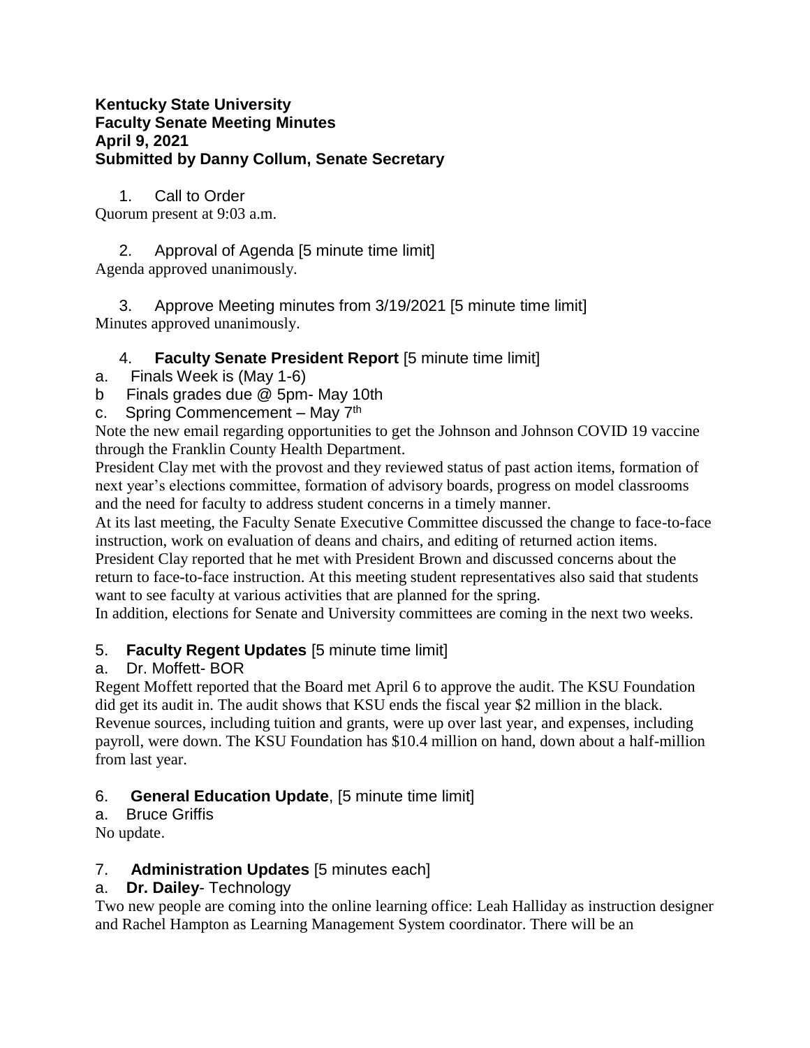**Kentucky State University**
**Faculty Senate Meeting Minutes**
**April 9, 2021**
**Submitted by Danny Collum, Senate Secretary**

1. Call to Order

Quorum present at 9:03 a.m.

2. Approval of Agenda [5 minute time limit]

Agenda approved unanimously.

3. Approve Meeting minutes from 3/19/2021 [5 minute time limit]

Minutes approved unanimously.

4. **Faculty Senate President Report** [5 minute time limit]

a. Finals Week is (May 1-6)
b Finals grades due @ 5pm- May 10th
c. Spring Commencement – May 7th

Note the new email regarding opportunities to get the Johnson and Johnson COVID 19 vaccine through the Franklin County Health Department.

President Clay met with the provost and they reviewed status of past action items, formation of next year's elections committee, formation of advisory boards, progress on model classrooms and the need for faculty to address student concerns in a timely manner.

At its last meeting, the Faculty Senate Executive Committee discussed the change to face-to-face instruction, work on evaluation of deans and chairs, and editing of returned action items.

President Clay reported that he met with President Brown and discussed concerns about the return to face-to-face instruction. At this meeting student representatives also said that students want to see faculty at various activities that are planned for the spring.

In addition, elections for Senate and University committees are coming in the next two weeks.

5. **Faculty Regent Updates** [5 minute time limit]

a. Dr. Moffett- BOR

Regent Moffett reported that the Board met April 6 to approve the audit. The KSU Foundation did get its audit in. The audit shows that KSU ends the fiscal year $2 million in the black. Revenue sources, including tuition and grants, were up over last year, and expenses, including payroll, were down. The KSU Foundation has $10.4 million on hand, down about a half-million from last year.

6. **General Education Update**, [5 minute time limit]

a. Bruce Griffis

No update.

7. **Administration Updates** [5 minutes each]

a. **Dr. Dailey**- Technology

Two new people are coming into the online learning office: Leah Halliday as instruction designer and Rachel Hampton as Learning Management System coordinator. There will be an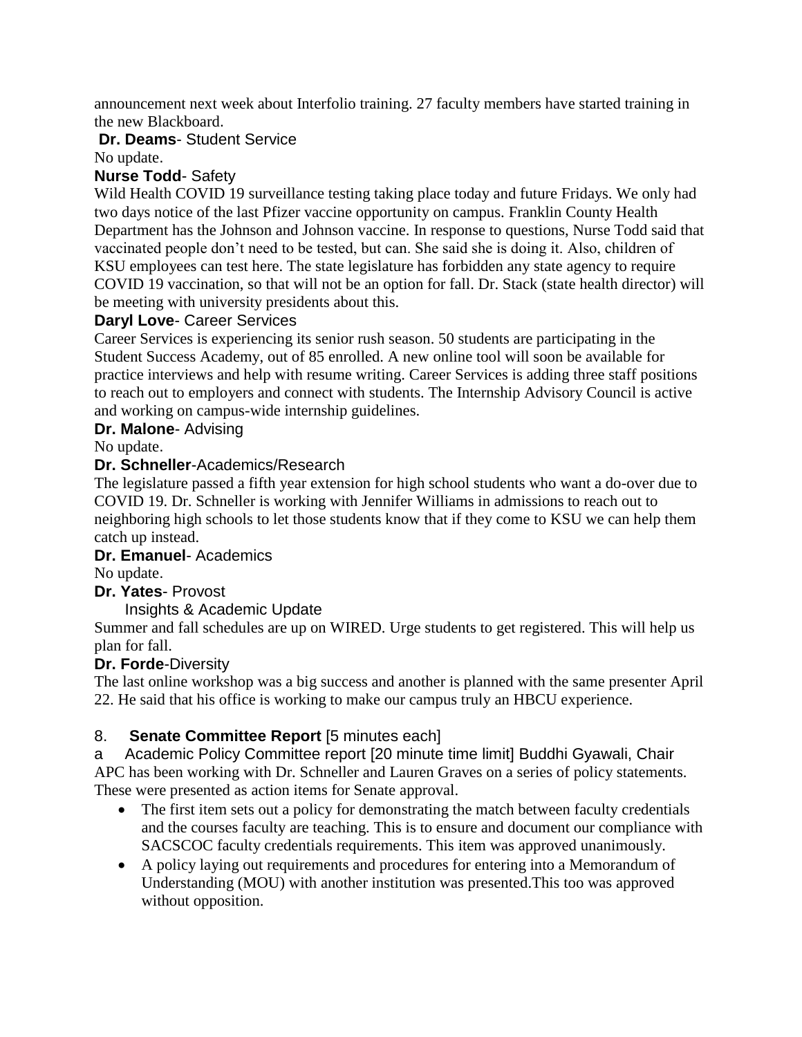announcement next week about Interfolio training. 27 faculty members have started training in the new Blackboard.

**Dr. Deams**- Student Service

No update.

**Nurse Todd**- Safety

Wild Health COVID 19 surveillance testing taking place today and future Fridays. We only had two days notice of the last Pfizer vaccine opportunity on campus. Franklin County Health Department has the Johnson and Johnson vaccine. In response to questions, Nurse Todd said that vaccinated people don't need to be tested, but can. She said she is doing it. Also, children of KSU employees can test here. The state legislature has forbidden any state agency to require COVID 19 vaccination, so that will not be an option for fall. Dr. Stack (state health director) will be meeting with university presidents about this.

**Daryl Love**- Career Services

Career Services is experiencing its senior rush season. 50 students are participating in the Student Success Academy, out of 85 enrolled. A new online tool will soon be available for practice interviews and help with resume writing. Career Services is adding three staff positions to reach out to employers and connect with students. The Internship Advisory Council is active and working on campus-wide internship guidelines.

**Dr. Malone**- Advising

No update.

**Dr. Schneller**-Academics/Research

The legislature passed a fifth year extension for high school students who want a do-over due to COVID 19. Dr. Schneller is working with Jennifer Williams in admissions to reach out to neighboring high schools to let those students know that if they come to KSU we can help them catch up instead.

**Dr. Emanuel**- Academics

No update.

**Dr. Yates**- Provost

Insights & Academic Update

Summer and fall schedules are up on WIRED. Urge students to get registered. This will help us plan for fall.

**Dr. Forde**-Diversity

The last online workshop was a big success and another is planned with the same presenter April 22. He said that his office is working to make our campus truly an HBCU experience.

8. **Senate Committee Report** [5 minutes each]

a Academic Policy Committee report [20 minute time limit] Buddhi Gyawali, Chair

APC has been working with Dr. Schneller and Lauren Graves on a series of policy statements. These were presented as action items for Senate approval.

- The first item sets out a policy for demonstrating the match between faculty credentials and the courses faculty are teaching. This is to ensure and document our compliance with SACSCOC faculty credentials requirements. This item was approved unanimously.
- A policy laying out requirements and procedures for entering into a Memorandum of Understanding (MOU) with another institution was presented.This too was approved without opposition.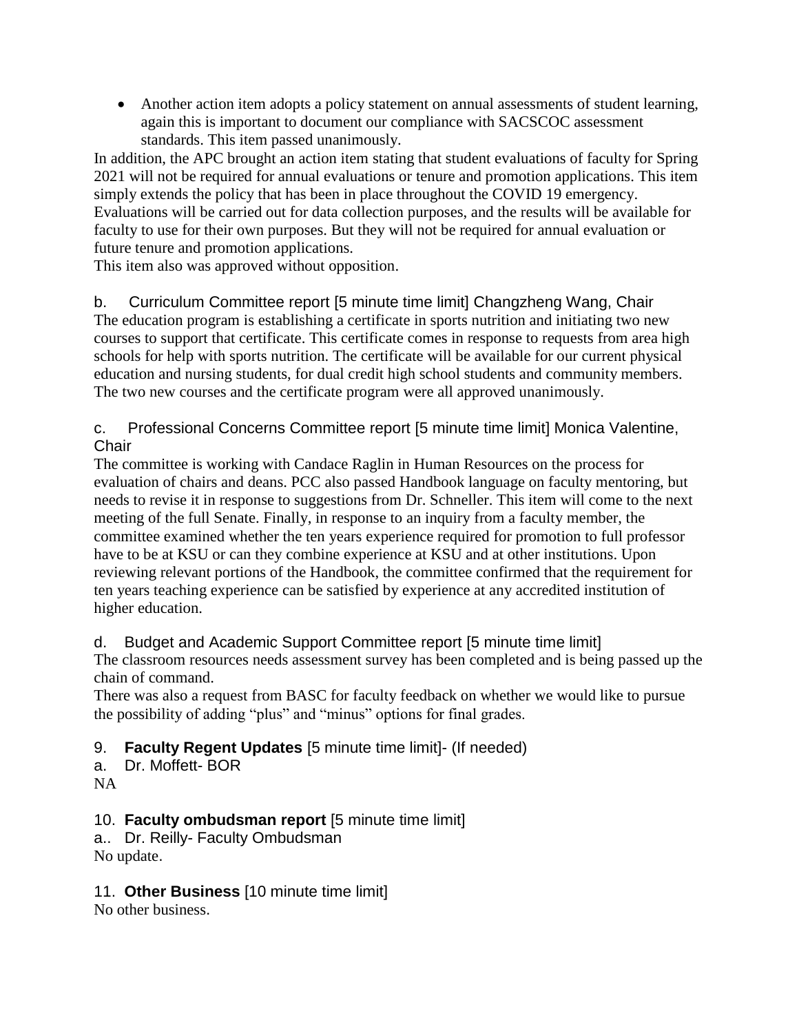- Another action item adopts a policy statement on annual assessments of student learning, again this is important to document our compliance with SACSCOC assessment standards. This item passed unanimously.

In addition, the APC brought an action item stating that student evaluations of faculty for Spring 2021 will not be required for annual evaluations or tenure and promotion applications. This item simply extends the policy that has been in place throughout the COVID 19 emergency. Evaluations will be carried out for data collection purposes, and the results will be available for faculty to use for their own purposes. But they will not be required for annual evaluation or future tenure and promotion applications.

This item also was approved without opposition.

b. Curriculum Committee report [5 minute time limit] Changzheng Wang, Chair

The education program is establishing a certificate in sports nutrition and initiating two new courses to support that certificate. This certificate comes in response to requests from area high schools for help with sports nutrition. The certificate will be available for our current physical education and nursing students, for dual credit high school students and community members. The two new courses and the certificate program were all approved unanimously.

c. Professional Concerns Committee report [5 minute time limit] Monica Valentine, Chair

The committee is working with Candace Raglin in Human Resources on the process for evaluation of chairs and deans. PCC also passed Handbook language on faculty mentoring, but needs to revise it in response to suggestions from Dr. Schneller. This item will come to the next meeting of the full Senate. Finally, in response to an inquiry from a faculty member, the committee examined whether the ten years experience required for promotion to full professor have to be at KSU or can they combine experience at KSU and at other institutions. Upon reviewing relevant portions of the Handbook, the committee confirmed that the requirement for ten years teaching experience can be satisfied by experience at any accredited institution of higher education.

d. Budget and Academic Support Committee report [5 minute time limit]

The classroom resources needs assessment survey has been completed and is being passed up the chain of command.

There was also a request from BASC for faculty feedback on whether we would like to pursue the possibility of adding "plus" and "minus" options for final grades.

9. **Faculty Regent Updates** [5 minute time limit]- (If needed)

a. Dr. Moffett- BOR

NA

10. **Faculty ombudsman report** [5 minute time limit]

a.. Dr. Reilly- Faculty Ombudsman

No update.

11. **Other Business** [10 minute time limit]

No other business.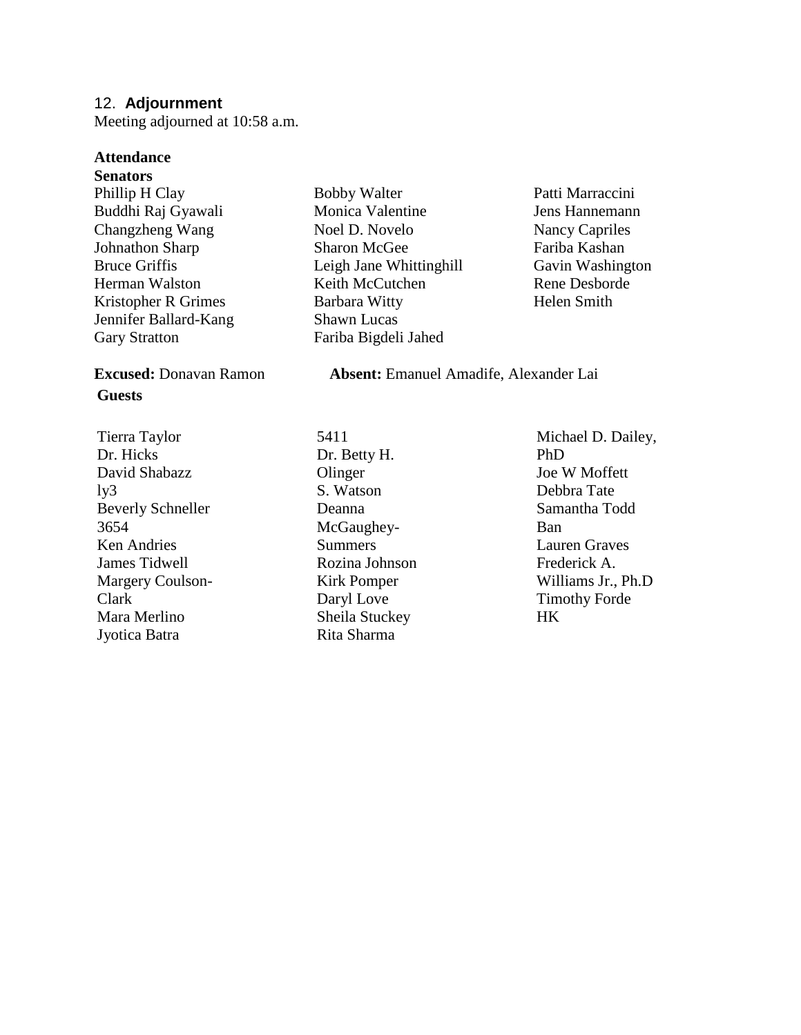## 12. Adjournment

Meeting adjourned at 10:58 a.m.

**Attendance**

**Senators**

Phillip H Clay
Buddhi Raj Gyawali
Changzheng Wang
Johnathon Sharp
Bruce Griffis
Herman Walston
Kristopher R Grimes
Jennifer Ballard-Kang
Gary Stratton
Bobby Walter
Monica Valentine
Noel D. Novelo
Sharon McGee
Leigh Jane Whittinghill
Keith McCutchen
Barbara Witty
Shawn Lucas
Fariba Bigdeli Jahed
Patti Marraccini
Jens Hannemann
Nancy Capriles
Fariba Kashan
Gavin Washington
Rene Desborde
Helen Smith

**Excused:** Donavan Ramon

**Absent:** Emanuel Amadife, Alexander Lai

**Guests**

Tierra Taylor
Dr. Hicks
David Shabazz
ly3
Beverly Schneller
3654
Ken Andries
James Tidwell
Margery Coulson-Clark
Mara Merlino
Jyotica Batra
5411
Dr. Betty H. Olinger
S. Watson
Deanna McGaughey-Summers
Rozina Johnson
Kirk Pomper
Daryl Love
Sheila Stuckey
Rita Sharma
Michael D. Dailey, PhD
Joe W Moffett
Debbra Tate
Samantha Todd
Ban
Lauren Graves
Frederick A. Williams Jr., Ph.D
Timothy Forde
HK